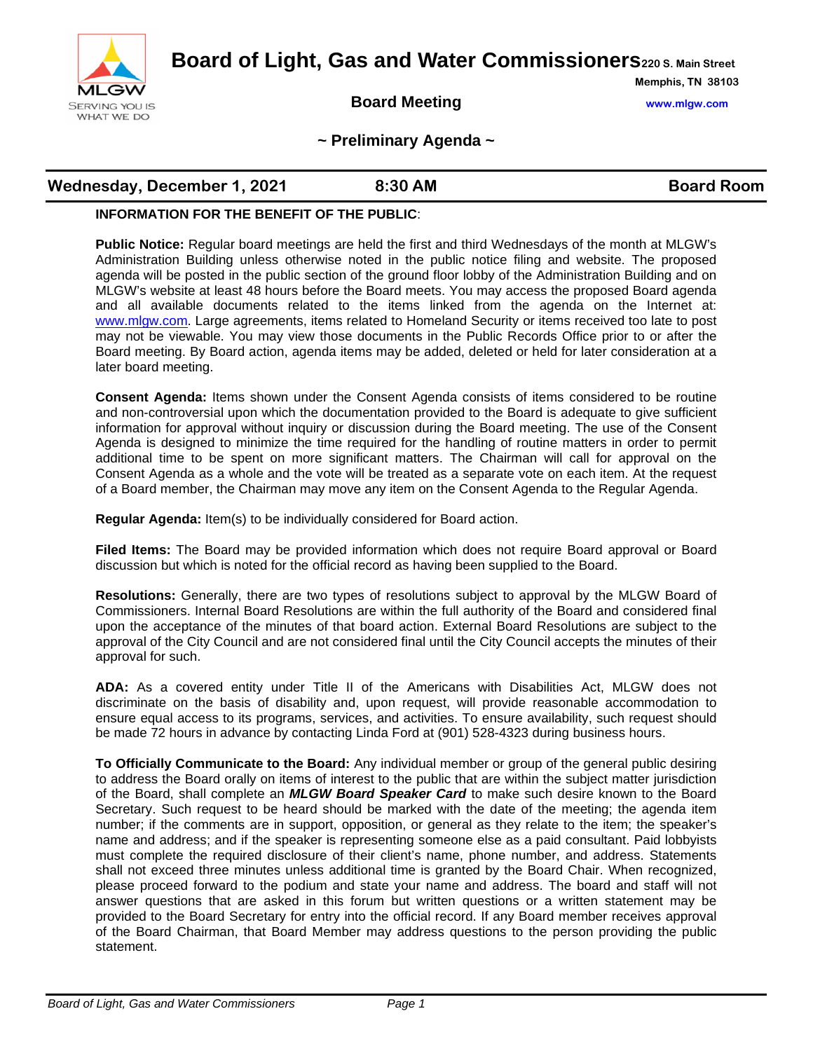# Board of Light, Gas and Water Commissioners

220 S. Main Street
Memphis, TN 38103
www.mlgw.com

MLGW
SERVING YOU IS WHAT WE DO

## Board Meeting

## ~ Preliminary Agenda ~

**Wednesday, December 1, 2021** | **8:30 AM** | **Board Room**

**INFORMATION FOR THE BENEFIT OF THE PUBLIC**:

**Public Notice:** Regular board meetings are held the first and third Wednesdays of the month at MLGW's Administration Building unless otherwise noted in the public notice filing and website. The proposed agenda will be posted in the public section of the ground floor lobby of the Administration Building and on MLGW's website at least 48 hours before the Board meets. You may access the proposed Board agenda and all available documents related to the items linked from the agenda on the Internet at: www.mlgw.com. Large agreements, items related to Homeland Security or items received too late to post may not be viewable. You may view those documents in the Public Records Office prior to or after the Board meeting. By Board action, agenda items may be added, deleted or held for later consideration at a later board meeting.

**Consent Agenda:** Items shown under the Consent Agenda consists of items considered to be routine and non-controversial upon which the documentation provided to the Board is adequate to give sufficient information for approval without inquiry or discussion during the Board meeting. The use of the Consent Agenda is designed to minimize the time required for the handling of routine matters in order to permit additional time to be spent on more significant matters. The Chairman will call for approval on the Consent Agenda as a whole and the vote will be treated as a separate vote on each item. At the request of a Board member, the Chairman may move any item on the Consent Agenda to the Regular Agenda.

**Regular Agenda:** Item(s) to be individually considered for Board action.

**Filed Items:** The Board may be provided information which does not require Board approval or Board discussion but which is noted for the official record as having been supplied to the Board.

**Resolutions:** Generally, there are two types of resolutions subject to approval by the MLGW Board of Commissioners. Internal Board Resolutions are within the full authority of the Board and considered final upon the acceptance of the minutes of that board action. External Board Resolutions are subject to the approval of the City Council and are not considered final until the City Council accepts the minutes of their approval for such.

**ADA:** As a covered entity under Title II of the Americans with Disabilities Act, MLGW does not discriminate on the basis of disability and, upon request, will provide reasonable accommodation to ensure equal access to its programs, services, and activities. To ensure availability, such request should be made 72 hours in advance by contacting Linda Ford at (901) 528-4323 during business hours.

**To Officially Communicate to the Board:** Any individual member or group of the general public desiring to address the Board orally on items of interest to the public that are within the subject matter jurisdiction of the Board, shall complete an ***MLGW Board Speaker Card*** to make such desire known to the Board Secretary. Such request to be heard should be marked with the date of the meeting; the agenda item number; if the comments are in support, opposition, or general as they relate to the item; the speaker's name and address; and if the speaker is representing someone else as a paid consultant. Paid lobbyists must complete the required disclosure of their client's name, phone number, and address. Statements shall not exceed three minutes unless additional time is granted by the Board Chair. When recognized, please proceed forward to the podium and state your name and address. The board and staff will not answer questions that are asked in this forum but written questions or a written statement may be provided to the Board Secretary for entry into the official record. If any Board member receives approval of the Board Chairman, that Board Member may address questions to the person providing the public statement.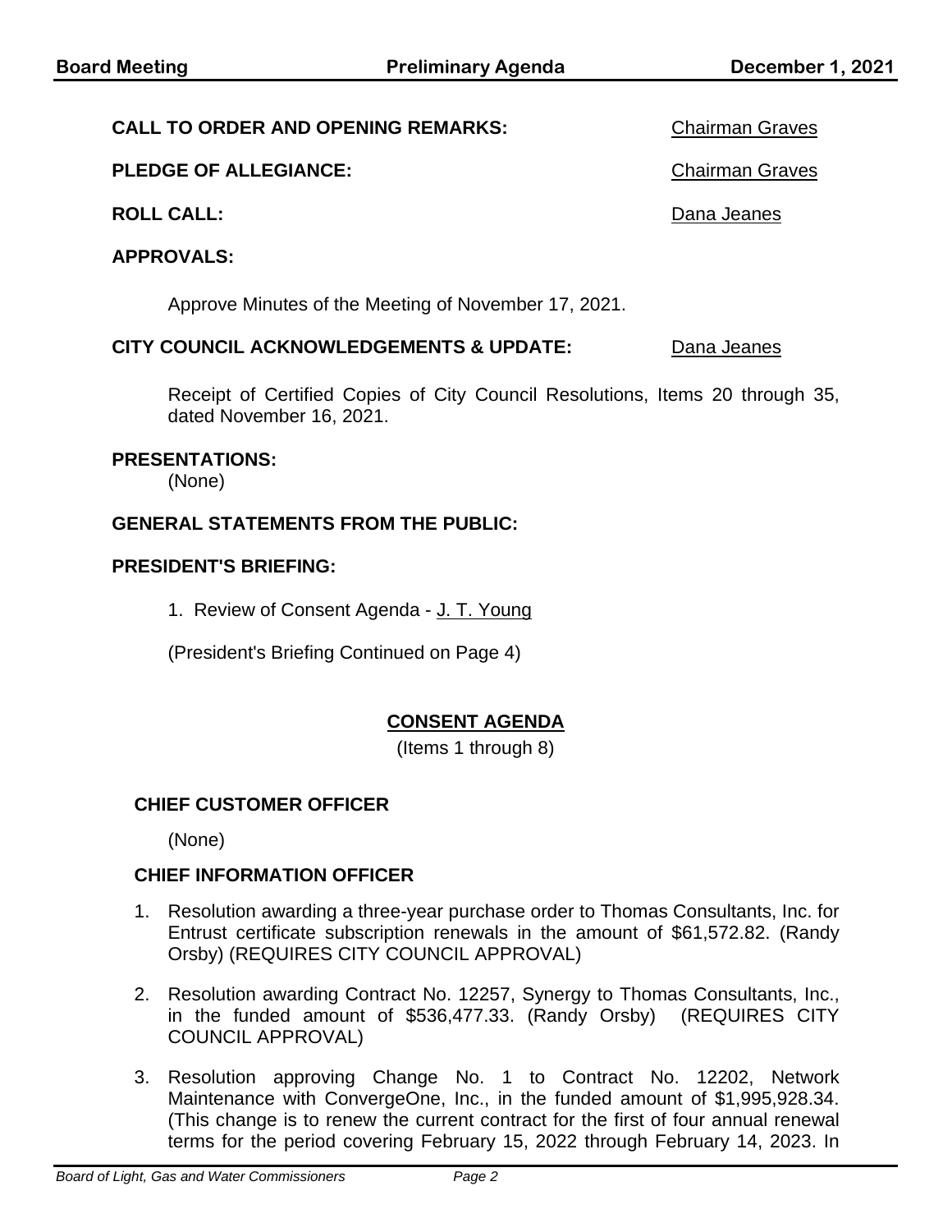**CALL TO ORDER AND OPENING REMARKS:** Chairman Graves

**PLEDGE OF ALLEGIANCE:** Chairman Graves

**ROLL CALL:** Dana Jeanes

**APPROVALS:**

Approve Minutes of the Meeting of November 17, 2021.

**CITY COUNCIL ACKNOWLEDGEMENTS & UPDATE:** Dana Jeanes

Receipt of Certified Copies of City Council Resolutions, Items 20 through 35, dated November 16, 2021.

**PRESENTATIONS:**

(None)

**GENERAL STATEMENTS FROM THE PUBLIC:**

**PRESIDENT'S BRIEFING:**

1. Review of Consent Agenda - J. T. Young

(President's Briefing Continued on Page 4)

## CONSENT AGENDA

(Items 1 through 8)

### CHIEF CUSTOMER OFFICER

(None)

### CHIEF INFORMATION OFFICER

1. Resolution awarding a three-year purchase order to Thomas Consultants, Inc. for Entrust certificate subscription renewals in the amount of $61,572.82. (Randy Orsby) (REQUIRES CITY COUNCIL APPROVAL)

2. Resolution awarding Contract No. 12257, Synergy to Thomas Consultants, Inc., in the funded amount of $536,477.33. (Randy Orsby) (REQUIRES CITY COUNCIL APPROVAL)

3. Resolution approving Change No. 1 to Contract No. 12202, Network Maintenance with ConvergeOne, Inc., in the funded amount of $1,995,928.34. (This change is to renew the current contract for the first of four annual renewal terms for the period covering February 15, 2022 through February 14, 2023. In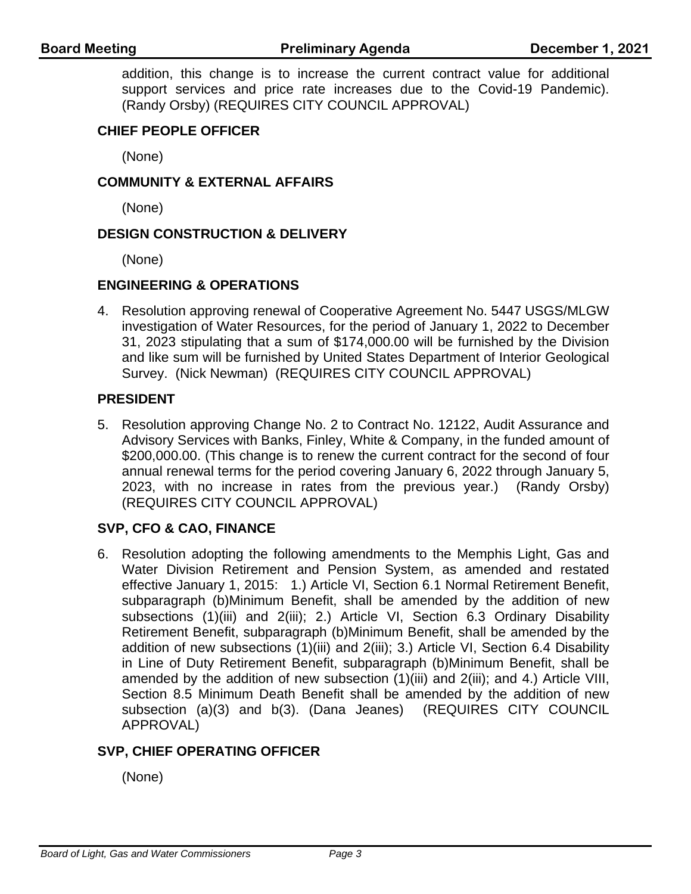addition, this change is to increase the current contract value for additional support services and price rate increases due to the Covid-19 Pandemic). (Randy Orsby) (REQUIRES CITY COUNCIL APPROVAL)

### CHIEF PEOPLE OFFICER

(None)

### COMMUNITY & EXTERNAL AFFAIRS

(None)

### DESIGN CONSTRUCTION & DELIVERY

(None)

### ENGINEERING & OPERATIONS

4. Resolution approving renewal of Cooperative Agreement No. 5447 USGS/MLGW investigation of Water Resources, for the period of January 1, 2022 to December 31, 2023 stipulating that a sum of $174,000.00 will be furnished by the Division and like sum will be furnished by United States Department of Interior Geological Survey. (Nick Newman) (REQUIRES CITY COUNCIL APPROVAL)

### PRESIDENT

5. Resolution approving Change No. 2 to Contract No. 12122, Audit Assurance and Advisory Services with Banks, Finley, White & Company, in the funded amount of $200,000.00. (This change is to renew the current contract for the second of four annual renewal terms for the period covering January 6, 2022 through January 5, 2023, with no increase in rates from the previous year.) (Randy Orsby) (REQUIRES CITY COUNCIL APPROVAL)

### SVP, CFO & CAO, FINANCE

6. Resolution adopting the following amendments to the Memphis Light, Gas and Water Division Retirement and Pension System, as amended and restated effective January 1, 2015: 1.) Article VI, Section 6.1 Normal Retirement Benefit, subparagraph (b)Minimum Benefit, shall be amended by the addition of new subsections (1)(iii) and 2(iii); 2.) Article VI, Section 6.3 Ordinary Disability Retirement Benefit, subparagraph (b)Minimum Benefit, shall be amended by the addition of new subsections (1)(iii) and 2(iii); 3.) Article VI, Section 6.4 Disability in Line of Duty Retirement Benefit, subparagraph (b)Minimum Benefit, shall be amended by the addition of new subsection (1)(iii) and 2(iii); and 4.) Article VIII, Section 8.5 Minimum Death Benefit shall be amended by the addition of new subsection (a)(3) and b(3). (Dana Jeanes) (REQUIRES CITY COUNCIL APPROVAL)

### SVP, CHIEF OPERATING OFFICER

(None)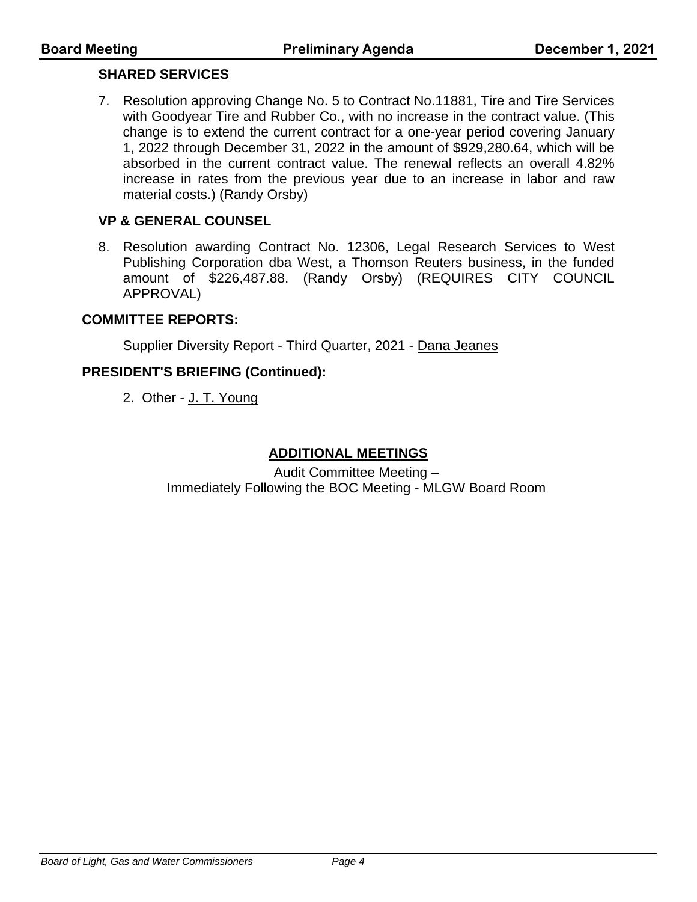### SHARED SERVICES

7. Resolution approving Change No. 5 to Contract No.11881, Tire and Tire Services with Goodyear Tire and Rubber Co., with no increase in the contract value. (This change is to extend the current contract for a one-year period covering January 1, 2022 through December 31, 2022 in the amount of $929,280.64, which will be absorbed in the current contract value. The renewal reflects an overall 4.82% increase in rates from the previous year due to an increase in labor and raw material costs.) (Randy Orsby)

### VP & GENERAL COUNSEL

8. Resolution awarding Contract No. 12306, Legal Research Services to West Publishing Corporation dba West, a Thomson Reuters business, in the funded amount of $226,487.88. (Randy Orsby) (REQUIRES CITY COUNCIL APPROVAL)

### COMMITTEE REPORTS:

Supplier Diversity Report - Third Quarter, 2021 - Dana Jeanes

### PRESIDENT'S BRIEFING (Continued):

2. Other - J. T. Young

## ADDITIONAL MEETINGS

Audit Committee Meeting –
Immediately Following the BOC Meeting - MLGW Board Room